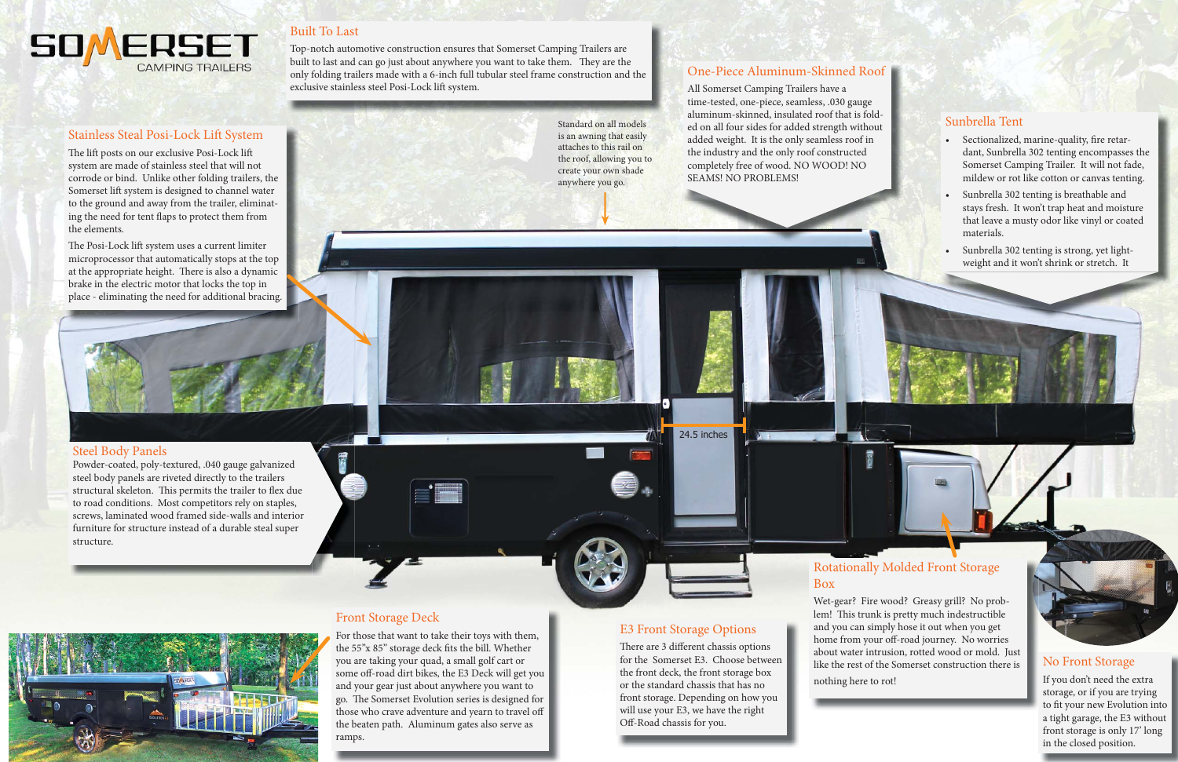# SOMERSET CAMPING TRAILERS

## Built To Last

Top-notch automotive construction ensures that Somerset Camping Trailers are built to last and can go just about anywhere you want to take them. They are the only folding trailers made with a 6-inch full tubular steel frame construction and the exclusive stainless steel Posi-Lock lift system.

## Stainless Steal Posi-Lock Lift System

The lift posts on our exclusive Posi-Lock lift system are made of stainless steel that will not corrode or bind. Unlike other folding trailers, the Somerset lift system is designed to channel water to the ground and away from the trailer, eliminating the need for tent flaps to protect them from the elements.

The Posi-Lock lift system uses a current limiter microprocessor that automatically stops at the top at the appropriate height. There is also a dynamic brake in the electric motor that locks the top in place - eliminating the need for additional bracing.

Standard on all models is an awning that easily attaches to this rail on the roof, allowing you to create your own shade anywhere you go.

## One-Piece Aluminum-Skinned Roof

All Somerset Camping Trailers have a time-tested, one-piece, seamless, .030 gauge aluminum-skinned, insulated roof that is folded on all four sides for added strength without added weight. It is the only seamless roof in the industry and the only roof constructed completely free of wood. NO WOOD! NO SEAMS! NO PROBLEMS!

## Sunbrella Tent

- Sectionalized, marine-quality, fire retardant, Sunbrella 302 tenting encompasses the Somerset Camping Trailer. It will not fade, mildew or rot like cotton or canvas tenting.
- Sunbrella 302 tenting is breathable and stays fresh. It won't trap heat and moisture that leave a musty odor like vinyl or coated materials.
- Sunbrella 302 tenting is strong, yet lightweight and it won't shrink or stretch. It

24.5 inches

## Steel Body Panels

Powder-coated, poly-textured, .040 gauge galvanized steel body panels are riveted directly to the trailers structural skeleton. This permits the trailer to flex due to road conditions. Most competitors rely on staples, screws, laminated wood framed side-walls and interior furniture for structure instead of a durable steal super structure.

## Rotationally Molded Front Storage Box

Wet-gear? Fire wood? Greasy grill? No problem! This trunk is pretty much indestructible and you can simply hose it out when you get home from your off-road journey. No worries about water intrusion, rotted wood or mold. Just like the rest of the Somerset construction there is nothing here to rot!

## Front Storage Deck

For those that want to take their toys with them, the 55"x 85" storage deck fits the bill. Whether you are taking your quad, a small golf cart or some off-road dirt bikes, the E3 Deck will get you and your gear just about anywhere you want to go. The Somerset Evolution series is designed for those who crave adventure and yearn to travel off the beaten path. Aluminum gates also serve as ramps.

## E3 Front Storage Options

There are 3 different chassis options for the Somerset E3. Choose between the front deck, the front storage box or the standard chassis that has no front storage. Depending on how you will use your E3, we have the right Off-Road chassis for you.

## No Front Storage

If you don't need the extra storage, or if you are trying to fit your new Evolution into a tight garage, the E3 without front storage is only 17' long in the closed position.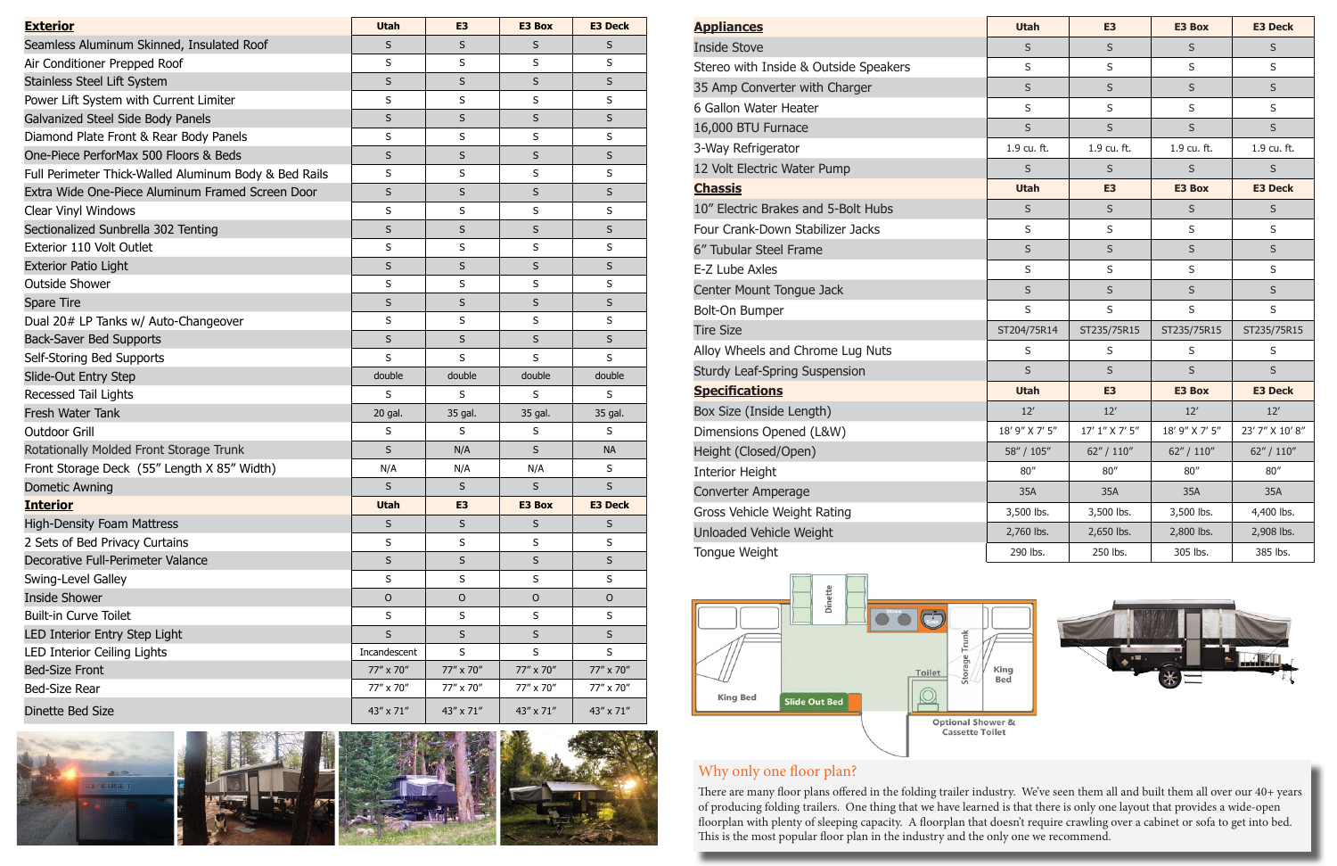| **Exterior** | Utah | E3 | E3 Box | E3 Deck |
|---|---|---|---|---|
| Seamless Aluminum Skinned, Insulated Roof | S | S | S | S |
| Air Conditioner Prepped Roof | S | S | S | S |
| Stainless Steel Lift System | S | S | S | S |
| Power Lift System with Current Limiter | S | S | S | S |
| Galvanized Steel Side Body Panels | S | S | S | S |
| Diamond Plate Front & Rear Body Panels | S | S | S | S |
| One-Piece PerforMax 500 Floors & Beds | S | S | S | S |
| Full Perimeter Thick-Walled Aluminum Body & Bed Rails | S | S | S | S |
| Extra Wide One-Piece Aluminum Framed Screen Door | S | S | S | S |
| Clear Vinyl Windows | S | S | S | S |
| Sectionalized Sunbrella 302 Tenting | S | S | S | S |
| Exterior 110 Volt Outlet | S | S | S | S |
| Exterior Patio Light | S | S | S | S |
| Outside Shower | S | S | S | S |
| Spare Tire | S | S | S | S |
| Dual 20# LP Tanks w/ Auto-Changeover | S | S | S | S |
| Back-Saver Bed Supports | S | S | S | S |
| Self-Storing Bed Supports | S | S | S | S |
| Slide-Out Entry Step | double | double | double | double |
| Recessed Tail Lights | S | S | S | S |
| Fresh Water Tank | 20 gal. | 35 gal. | 35 gal. | 35 gal. |
| Outdoor Grill | S | S | S | S |
| Rotationally Molded Front Storage Trunk | S | N/A | S | NA |
| Front Storage Deck (55" Length X 85" Width) | N/A | N/A | N/A | S |
| Dometic Awning | S | S | S | S |
| **Interior** | **Utah** | **E3** | **E3 Box** | **E3 Deck** |
| High-Density Foam Mattress | S | S | S | S |
| 2 Sets of Bed Privacy Curtains | S | S | S | S |
| Decorative Full-Perimeter Valance | S | S | S | S |
| Swing-Level Galley | S | S | S | S |
| Inside Shower | O | O | O | O |
| Built-in Curve Toilet | S | S | S | S |
| LED Interior Entry Step Light | S | S | S | S |
| LED Interior Ceiling Lights | Incandescent | S | S | S |
| Bed-Size Front | 77" x 70" | 77" x 70" | 77" x 70" | 77" x 70" |
| Bed-Size Rear | 77" x 70" | 77" x 70" | 77" x 70" | 77" x 70" |
| Dinette Bed Size | 43" x 71" | 43" x 71" | 43" x 71" | 43" x 71" |

| **Appliances** | Utah | E3 | E3 Box | E3 Deck |
|---|---|---|---|---|
| Inside Stove | S | S | S | S |
| Stereo with Inside & Outside Speakers | S | S | S | S |
| 35 Amp Converter with Charger | S | S | S | S |
| 6 Gallon Water Heater | S | S | S | S |
| 16,000 BTU Furnace | S | S | S | S |
| 3-Way Refrigerator | 1.9 cu. ft. | 1.9 cu. ft. | 1.9 cu. ft. | 1.9 cu. ft. |
| 12 Volt Electric Water Pump | S | S | S | S |
| **Chassis** | **Utah** | **E3** | **E3 Box** | **E3 Deck** |
| 10" Electric Brakes and 5-Bolt Hubs | S | S | S | S |
| Four Crank-Down Stabilizer Jacks | S | S | S | S |
| 6" Tubular Steel Frame | S | S | S | S |
| E-Z Lube Axles | S | S | S | S |
| Center Mount Tongue Jack | S | S | S | S |
| Bolt-On Bumper | S | S | S | S |
| Tire Size | ST204/75R14 | ST235/75R15 | ST235/75R15 | ST235/75R15 |
| Alloy Wheels and Chrome Lug Nuts | S | S | S | S |
| Sturdy Leaf-Spring Suspension | S | S | S | S |
| **Specifications** | **Utah** | **E3** | **E3 Box** | **E3 Deck** |
| Box Size (Inside Length) | 12' | 12' | 12' | 12' |
| Dimensions Opened (L&W) | 18' 9" X 7' 5" | 17' 1" X 7' 5" | 18' 9" X 7' 5" | 23' 7" X 10' 8" |
| Height (Closed/Open) | 58" / 105" | 62" / 110" | 62" / 110" | 62" / 110" |
| Interior Height | 80" | 80" | 80" | 80" |
| Converter Amperage | 35A | 35A | 35A | 35A |
| Gross Vehicle Weight Rating | 3,500 lbs. | 3,500 lbs. | 3,500 lbs. | 4,400 lbs. |
| Unloaded Vehicle Weight | 2,760 lbs. | 2,650 lbs. | 2,800 lbs. | 2,908 lbs. |
| Tongue Weight | 290 lbs. | 250 lbs. | 305 lbs. | 385 lbs. |

Dinette
Stove
Storage Trunk
Toilet
King Bed
King Bed
Slide Out Bed
Optional Shower & Cassette Toilet

## Why only one floor plan?

There are many floor plans offered in the folding trailer industry. We've seen them all and built them all over our 40+ years of producing folding trailers. One thing that we have learned is that there is only one layout that provides a wide-open floorplan with plenty of sleeping capacity. A floorplan that doesn't require crawling over a cabinet or sofa to get into bed. This is the most popular floor plan in the industry and the only one we recommend.